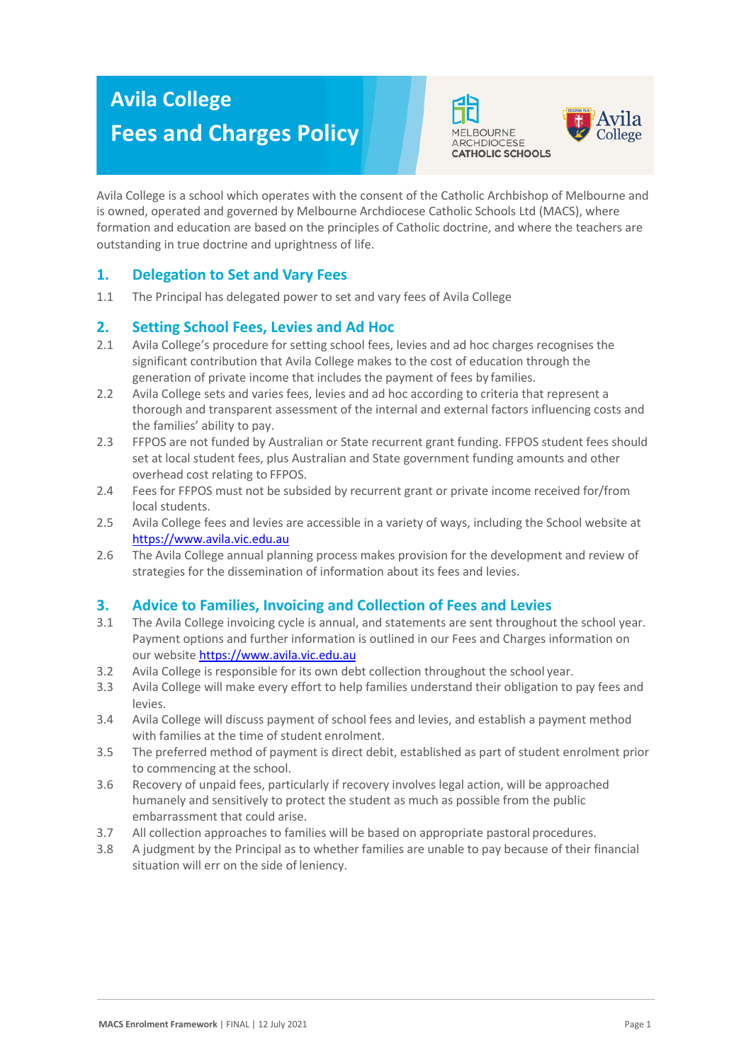# Avila College

# Fees and Charges Policy

Avila College is a school which operates with the consent of the Catholic Archbishop of Melbourne and is owned, operated and governed by Melbourne Archdiocese Catholic Schools Ltd (MACS), where formation and education are based on the principles of Catholic doctrine, and where the teachers are outstanding in true doctrine and uprightness of life.

## 1. Delegation to Set and Vary Fees

1.1 The Principal has delegated power to set and vary fees of Avila College

## 2. Setting School Fees, Levies and Ad Hoc

2.1 Avila College's procedure for setting school fees, levies and ad hoc charges recognises the significant contribution that Avila College makes to the cost of education through the generation of private income that includes the payment of fees by families.

2.2 Avila College sets and varies fees, levies and ad hoc according to criteria that represent a thorough and transparent assessment of the internal and external factors influencing costs and the families' ability to pay.

2.3 FFPOS are not funded by Australian or State recurrent grant funding. FFPOS student fees should set at local student fees, plus Australian and State government funding amounts and other overhead cost relating to FFPOS.

2.4 Fees for FFPOS must not be subsided by recurrent grant or private income received for/from local students.

2.5 Avila College fees and levies are accessible in a variety of ways, including the School website at https://www.avila.vic.edu.au

2.6 The Avila College annual planning process makes provision for the development and review of strategies for the dissemination of information about its fees and levies.

## 3. Advice to Families, Invoicing and Collection of Fees and Levies

3.1 The Avila College invoicing cycle is annual, and statements are sent throughout the school year. Payment options and further information is outlined in our Fees and Charges information on our website https://www.avila.vic.edu.au

3.2 Avila College is responsible for its own debt collection throughout the school year.

3.3 Avila College will make every effort to help families understand their obligation to pay fees and levies.

3.4 Avila College will discuss payment of school fees and levies, and establish a payment method with families at the time of student enrolment.

3.5 The preferred method of payment is direct debit, established as part of student enrolment prior to commencing at the school.

3.6 Recovery of unpaid fees, particularly if recovery involves legal action, will be approached humanely and sensitively to protect the student as much as possible from the public embarrassment that could arise.

3.7 All collection approaches to families will be based on appropriate pastoral procedures.

3.8 A judgment by the Principal as to whether families are unable to pay because of their financial situation will err on the side of leniency.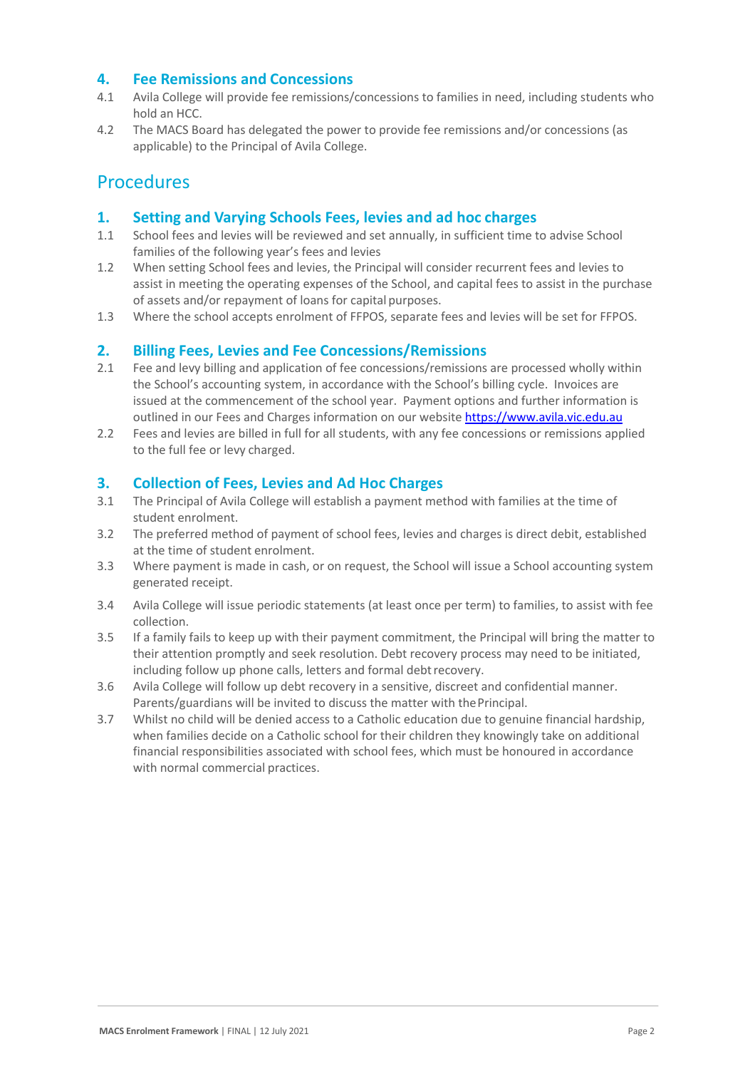## 4. Fee Remissions and Concessions

4.1 Avila College will provide fee remissions/concessions to families in need, including students who hold an HCC.

4.2 The MACS Board has delegated the power to provide fee remissions and/or concessions (as applicable) to the Principal of Avila College.

# Procedures

## 1. Setting and Varying Schools Fees, levies and ad hoc charges

1.1 School fees and levies will be reviewed and set annually, in sufficient time to advise School families of the following year's fees and levies

1.2 When setting School fees and levies, the Principal will consider recurrent fees and levies to assist in meeting the operating expenses of the School, and capital fees to assist in the purchase of assets and/or repayment of loans for capital purposes.

1.3 Where the school accepts enrolment of FFPOS, separate fees and levies will be set for FFPOS.

## 2. Billing Fees, Levies and Fee Concessions/Remissions

2.1 Fee and levy billing and application of fee concessions/remissions are processed wholly within the School's accounting system, in accordance with the School's billing cycle. Invoices are issued at the commencement of the school year. Payment options and further information is outlined in our Fees and Charges information on our website [https://www.avila.vic.edu.au](https://www.avila.vic.edu.au)

2.2 Fees and levies are billed in full for all students, with any fee concessions or remissions applied to the full fee or levy charged.

## 3. Collection of Fees, Levies and Ad Hoc Charges

3.1 The Principal of Avila College will establish a payment method with families at the time of student enrolment.

3.2 The preferred method of payment of school fees, levies and charges is direct debit, established at the time of student enrolment.

3.3 Where payment is made in cash, or on request, the School will issue a School accounting system generated receipt.

3.4 Avila College will issue periodic statements (at least once per term) to families, to assist with fee collection.

3.5 If a family fails to keep up with their payment commitment, the Principal will bring the matter to their attention promptly and seek resolution. Debt recovery process may need to be initiated, including follow up phone calls, letters and formal debt recovery.

3.6 Avila College will follow up debt recovery in a sensitive, discreet and confidential manner. Parents/guardians will be invited to discuss the matter with the Principal.

3.7 Whilst no child will be denied access to a Catholic education due to genuine financial hardship, when families decide on a Catholic school for their children they knowingly take on additional financial responsibilities associated with school fees, which must be honoured in accordance with normal commercial practices.